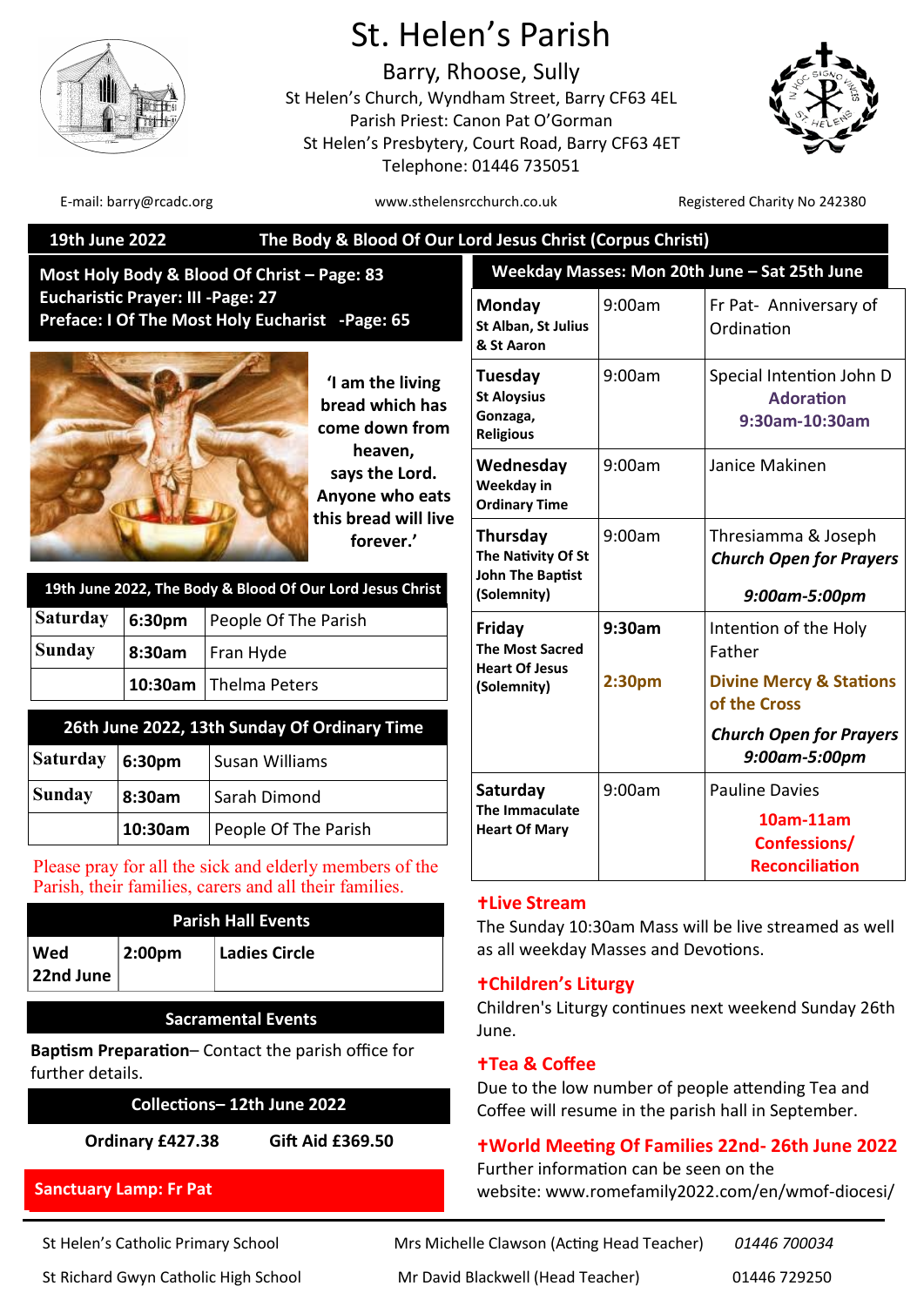# St. Helen's Parish

## Barry, Rhoose, Sully

St Helen's Church, Wyndham Street, Barry CF63 4EL
Parish Priest: Canon Pat O'Gorman
St Helen's Presbytery, Court Road, Barry CF63 4ET
Telephone: 01446 735051

E-mail: barry@rcadc.org | www.sthelensrcchurch.co.uk | Registered Charity No 242380

## 19th June 2022 — The Body & Blood Of Our Lord Jesus Christ (Corpus Christi)

**Most Holy Body & Blood Of Christ – Page: 83**
**Eucharistic Prayer: III -Page: 27**
**Preface: I Of The Most Holy Eucharist -Page: 65**

**'I am the living bread which has come down from heaven, says the Lord. Anyone who eats this bread will live forever.'**

| 19th June 2022, The Body & Blood Of Our Lord Jesus Christ | | |
|---|---|---|
| Saturday | 6:30pm | People Of The Parish |
| Sunday | 8:30am | Fran Hyde |
| | 10:30am | Thelma Peters |

| 26th June 2022, 13th Sunday Of Ordinary Time | | |
|---|---|---|
| Saturday | 6:30pm | Susan Williams |
| Sunday | 8:30am | Sarah Dimond |
| | 10:30am | People Of The Parish |

Please pray for all the sick and elderly members of the Parish, their families, carers and all their families.

| Parish Hall Events | | |
|---|---|---|
| Wed 22nd June | 2:00pm | Ladies Circle |

### Sacramental Events

**Baptism Preparation**– Contact the parish office for further details.

### Collections– 12th June 2022

**Ordinary £427.38** **Gift Aid £369.50**

**Sanctuary Lamp: Fr Pat**

| Weekday Masses: Mon 20th June – Sat 25th June | | |
|---|---|---|
| **Monday** St Alban, St Julius & St Aaron | 9:00am | Fr Pat- Anniversary of Ordination |
| **Tuesday** St Aloysius Gonzaga, Religious | 9:00am | Special Intention John D **Adoration 9:30am-10:30am** |
| **Wednesday** Weekday in Ordinary Time | 9:00am | Janice Makinen |
| **Thursday** The Nativity Of St John The Baptist (Solemnity) | 9:00am | Thresiamma & Joseph ***Church Open for Prayers 9:00am-5:00pm*** |
| **Friday** The Most Sacred Heart Of Jesus (Solemnity) | **9:30am** / **2:30pm** | Intention of the Holy Father / **Divine Mercy & Stations of the Cross** ***Church Open for Prayers 9:00am-5:00pm*** |
| **Saturday** The Immaculate Heart Of Mary | 9:00am | Pauline Davies **10am-11am Confessions/ Reconciliation** |

### ✝Live Stream

The Sunday 10:30am Mass will be live streamed as well as all weekday Masses and Devotions.

### ✝Children's Liturgy

Children's Liturgy continues next weekend Sunday 26th June.

### ✝Tea & Coffee

Due to the low number of people attending Tea and Coffee will resume in the parish hall in September.

### ✝World Meeting Of Families 22nd- 26th June 2022

Further information can be seen on the website: www.romefamily2022.com/en/wmof-diocesi/

| | | |
|---|---|---|
| St Helen's Catholic Primary School | Mrs Michelle Clawson (Acting Head Teacher) | *01446 700034* |
| St Richard Gwyn Catholic High School | Mr David Blackwell (Head Teacher) | 01446 729250 |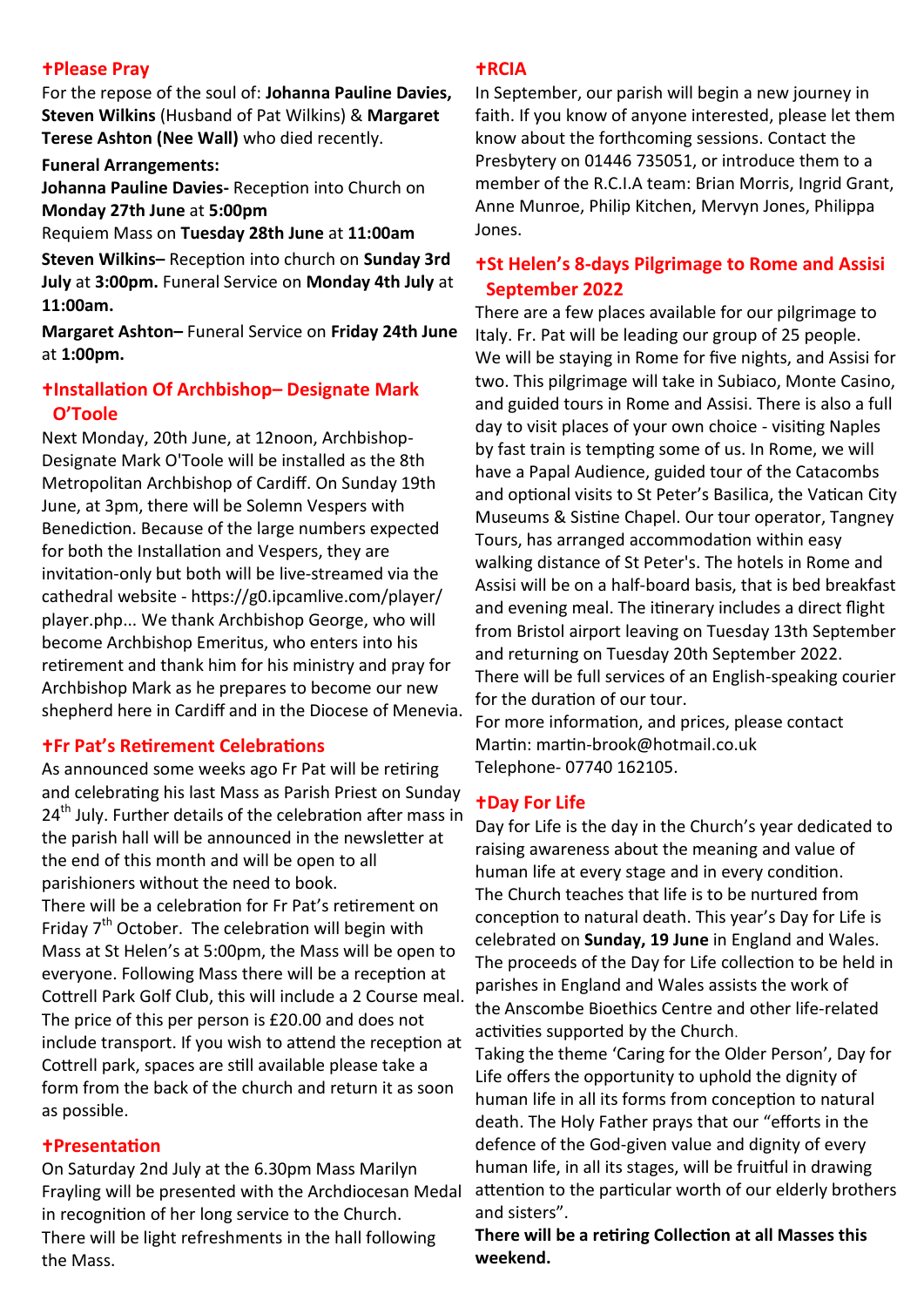## ✝Please Pray

For the repose of the soul of: **Johanna Pauline Davies, Steven Wilkins** (Husband of Pat Wilkins) & **Margaret Terese Ashton (Nee Wall)** who died recently.

**Funeral Arrangements:**

**Johanna Pauline Davies-** Reception into Church on **Monday 27th June** at **5:00pm**

Requiem Mass on **Tuesday 28th June** at **11:00am**

**Steven Wilkins–** Reception into church on **Sunday 3rd July** at **3:00pm.** Funeral Service on **Monday 4th July** at **11:00am.**

**Margaret Ashton–** Funeral Service on **Friday 24th June** at **1:00pm.**

## ✝Installation Of Archbishop– Designate Mark O'Toole

Next Monday, 20th June, at 12noon, Archbishop-Designate Mark O'Toole will be installed as the 8th Metropolitan Archbishop of Cardiff. On Sunday 19th June, at 3pm, there will be Solemn Vespers with Benediction. Because of the large numbers expected for both the Installation and Vespers, they are invitation-only but both will be live-streamed via the cathedral website - https://g0.ipcamlive.com/player/player.php... We thank Archbishop George, who will become Archbishop Emeritus, who enters into his retirement and thank him for his ministry and pray for Archbishop Mark as he prepares to become our new shepherd here in Cardiff and in the Diocese of Menevia.

## ✝Fr Pat's Retirement Celebrations

As announced some weeks ago Fr Pat will be retiring and celebrating his last Mass as Parish Priest on Sunday 24th July. Further details of the celebration after mass in the parish hall will be announced in the newsletter at the end of this month and will be open to all parishioners without the need to book.

There will be a celebration for Fr Pat's retirement on Friday 7th October. The celebration will begin with Mass at St Helen's at 5:00pm, the Mass will be open to everyone. Following Mass there will be a reception at Cottrell Park Golf Club, this will include a 2 Course meal. The price of this per person is £20.00 and does not include transport. If you wish to attend the reception at Cottrell park, spaces are still available please take a form from the back of the church and return it as soon as possible.

## ✝Presentation

On Saturday 2nd July at the 6.30pm Mass Marilyn Frayling will be presented with the Archdiocesan Medal in recognition of her long service to the Church. There will be light refreshments in the hall following the Mass.

## ✝RCIA

In September, our parish will begin a new journey in faith. If you know of anyone interested, please let them know about the forthcoming sessions. Contact the Presbytery on 01446 735051, or introduce them to a member of the R.C.I.A team: Brian Morris, Ingrid Grant, Anne Munroe, Philip Kitchen, Mervyn Jones, Philippa Jones.

## ✝St Helen's 8-days Pilgrimage to Rome and Assisi September 2022

There are a few places available for our pilgrimage to Italy. Fr. Pat will be leading our group of 25 people. We will be staying in Rome for five nights, and Assisi for two. This pilgrimage will take in Subiaco, Monte Casino, and guided tours in Rome and Assisi. There is also a full day to visit places of your own choice - visiting Naples by fast train is tempting some of us. In Rome, we will have a Papal Audience, guided tour of the Catacombs and optional visits to St Peter's Basilica, the Vatican City Museums & Sistine Chapel. Our tour operator, Tangney Tours, has arranged accommodation within easy walking distance of St Peter's. The hotels in Rome and Assisi will be on a half-board basis, that is bed breakfast and evening meal. The itinerary includes a direct flight from Bristol airport leaving on Tuesday 13th September and returning on Tuesday 20th September 2022. There will be full services of an English-speaking courier for the duration of our tour.

For more information, and prices, please contact Martin: martin-brook@hotmail.co.uk

Telephone- 07740 162105.

## ✝Day For Life

Day for Life is the day in the Church's year dedicated to raising awareness about the meaning and value of human life at every stage and in every condition. The Church teaches that life is to be nurtured from conception to natural death. This year's Day for Life is celebrated on **Sunday, 19 June** in England and Wales. The proceeds of the Day for Life collection to be held in parishes in England and Wales assists the work of the Anscombe Bioethics Centre and other life-related activities supported by the Church.

Taking the theme 'Caring for the Older Person', Day for Life offers the opportunity to uphold the dignity of human life in all its forms from conception to natural death. The Holy Father prays that our "efforts in the defence of the God-given value and dignity of every human life, in all its stages, will be fruitful in drawing attention to the particular worth of our elderly brothers and sisters".

**There will be a retiring Collection at all Masses this weekend.**